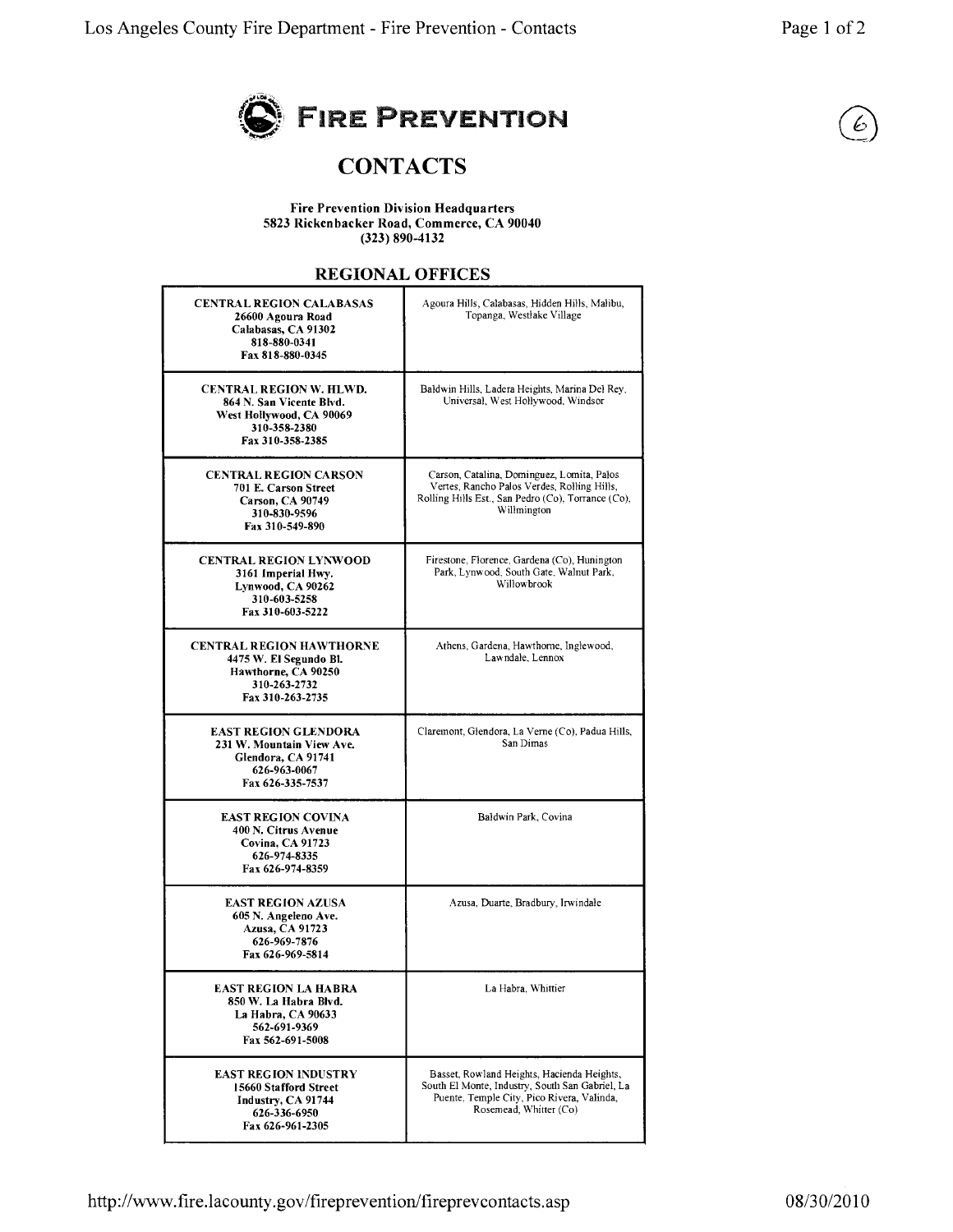# FIRE PREVENTION

## CONTACTS

**Fire Prevention Division Headquarters**
**5823 Rickenbacker Road, Commerce, CA 90040**
**(323) 890-4132**

### REGIONAL OFFICES

| Office | Areas Served |
|---|---|
| **CENTRAL REGION CALABASAS**<br>26600 Agoura Road<br>Calabasas, CA 91302<br>818-880-0341<br>Fax 818-880-0345 | Agoura Hills, Calabasas, Hidden Hills, Malibu, Topanga, Westlake Village |
| **CENTRAL REGION W. HLWD.**<br>864 N. San Vicente Blvd.<br>West Hollywood, CA 90069<br>310-358-2380<br>Fax 310-358-2385 | Baldwin Hills, Ladera Heights, Marina Del Rey, Universal, West Hollywood, Windsor |
| **CENTRAL REGION CARSON**<br>701 E. Carson Street<br>Carson, CA 90749<br>310-830-9596<br>Fax 310-549-890 | Carson, Catalina, Dominguez, Lomita, Palos Vertes, Rancho Palos Verdes, Rolling Hills, Rolling Hills Est., San Pedro (Co), Torrance (Co), Willmington |
| **CENTRAL REGION LYNWOOD**<br>3161 Imperial Hwy.<br>Lynwood, CA 90262<br>310-603-5258<br>Fax 310-603-5222 | Firestone, Florence, Gardena (Co), Hunington Park, Lynwood, South Gate, Walnut Park, Willowbrook |
| **CENTRAL REGION HAWTHORNE**<br>4475 W. El Segundo Bl.<br>Hawthorne, CA 90250<br>310-263-2732<br>Fax 310-263-2735 | Athens, Gardena, Hawthorne, Inglewood, Lawndale, Lennox |
| **EAST REGION GLENDORA**<br>231 W. Mountain View Ave.<br>Glendora, CA 91741<br>626-963-0067<br>Fax 626-335-7537 | Claremont, Glendora, La Verne (Co), Padua Hills, San Dimas |
| **EAST REGION COVINA**<br>400 N. Citrus Avenue<br>Covina, CA 91723<br>626-974-8335<br>Fax 626-974-8359 | Baldwin Park, Covina |
| **EAST REGION AZUSA**<br>605 N. Angeleno Ave.<br>Azusa, CA 91723<br>626-969-7876<br>Fax 626-969-5814 | Azusa, Duarte, Bradbury, Irwindale |
| **EAST REGION LA HABRA**<br>850 W. La Habra Blvd.<br>La Habra, CA 90633<br>562-691-9369<br>Fax 562-691-5008 | La Habra, Whittier |
| **EAST REGION INDUSTRY**<br>15660 Stafford Street<br>Industry, CA 91744<br>626-336-6950<br>Fax 626-961-2305 | Basset, Rowland Heights, Hacienda Heights, South El Monte, Industry, South San Gabriel, La Puente, Temple City, Pico Rivera, Valinda, Rosemead, Whitter (Co) |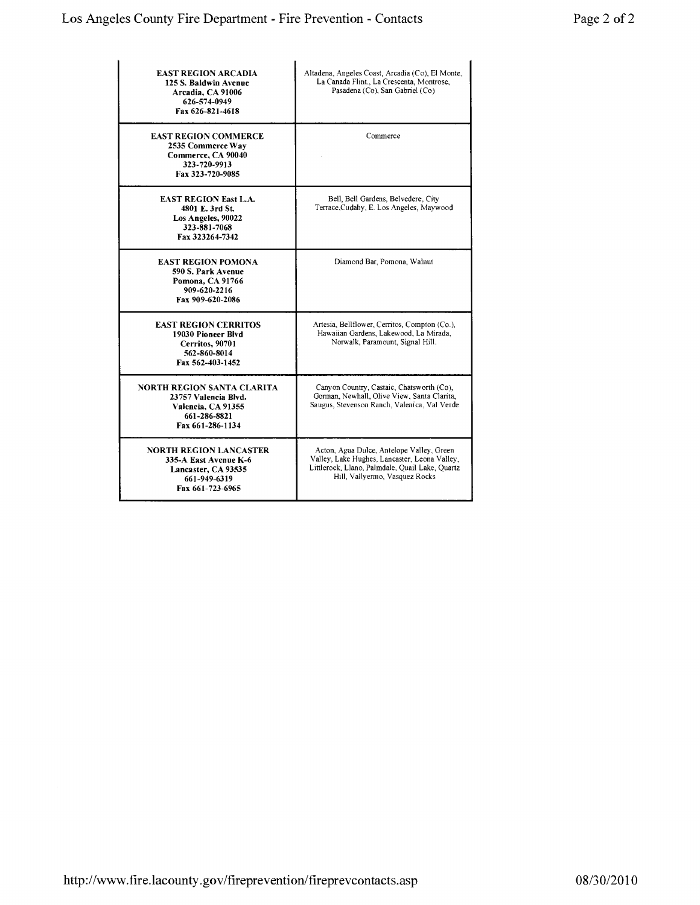| | |
|---|---|
| **EAST REGION ARCADIA**<br>**125 S. Baldwin Avenue**<br>**Arcadia, CA 91006**<br>**626-574-0949**<br>**Fax 626-821-4618** | Altadena, Angeles Coast, Arcadia (Co), El Monte, La Canada Flint., La Crescenta, Montrose, Pasadena (Co), San Gabriel (Co) |
| **EAST REGION COMMERCE**<br>**2535 Commerce Way**<br>**Commerce, CA 90040**<br>**323-720-9913**<br>**Fax 323-720-9085** | Commerce |
| **EAST REGION East L.A.**<br>**4801 E. 3rd St.**<br>**Los Angeles, 90022**<br>**323-881-7068**<br>**Fax 323264-7342** | Bell, Bell Gardens, Belvedere, City Terrace,Cudahy, E. Los Angeles, Maywood |
| **EAST REGION POMONA**<br>**590 S. Park Avenue**<br>**Pomona, CA 91766**<br>**909-620-2216**<br>**Fax 909-620-2086** | Diamond Bar, Pomona, Walnut |
| **EAST REGION CERRITOS**<br>**19030 Pioneer Blvd**<br>**Cerritos, 90701**<br>**562-860-8014**<br>**Fax 562-403-1452** | Artesia, Bellflower, Cerritos, Compton (Co.), Hawaiian Gardens, Lakewood, La Mirada, Norwalk, Paramount, Signal Hill. |
| **NORTH REGION SANTA CLARITA**<br>**23757 Valencia Blvd.**<br>**Valencia, CA 91355**<br>**661-286-8821**<br>**Fax 661-286-1134** | Canyon Country, Castaic, Chatsworth (Co), Gorman, Newhall, Olive View, Santa Clarita, Saugus, Stevenson Ranch, Valenica, Val Verde |
| **NORTH REGION LANCASTER**<br>**335-A East Avenue K-6**<br>**Lancaster, CA 93535**<br>**661-949-6319**<br>**Fax 661-723-6965** | Acton, Agua Dulce, Antelope Valley, Green Valley, Lake Hughes, Lancaster, Leona Valley, Littlerock, Llano, Palmdale, Quail Lake, Quartz Hill, Vallyermo, Vasquez Rocks |